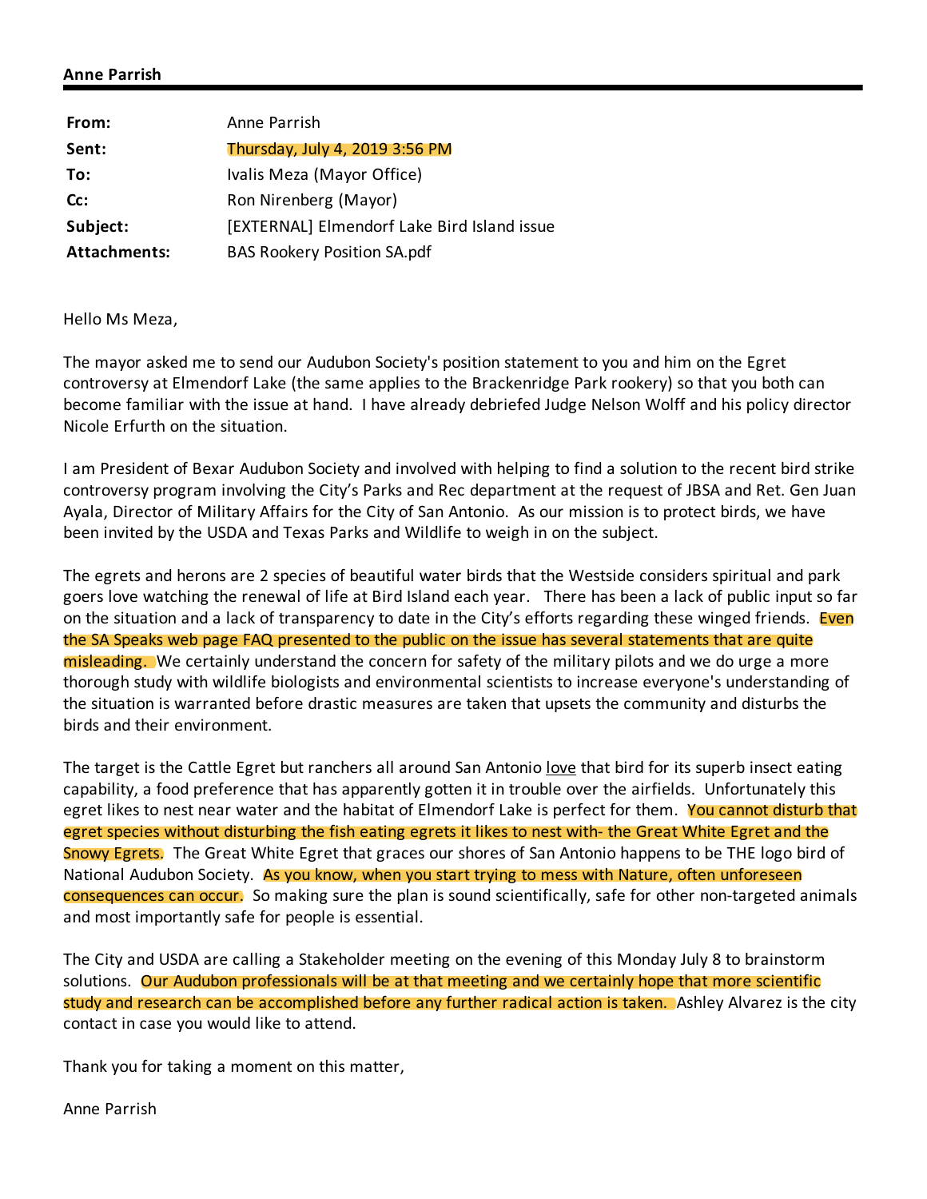**Anne Parrish**

| | |
|---|---|
| **From:** | Anne Parrish |
| **Sent:** | Thursday, July 4, 2019 3:56 PM |
| **To:** | Ivalis Meza (Mayor Office) |
| **Cc:** | Ron Nirenberg (Mayor) |
| **Subject:** | [EXTERNAL] Elmendorf Lake Bird Island issue |
| **Attachments:** | BAS Rookery Position SA.pdf |

Hello Ms Meza,

The mayor asked me to send our Audubon Society's position statement to you and him on the Egret controversy at Elmendorf Lake (the same applies to the Brackenridge Park rookery) so that you both can become familiar with the issue at hand. I have already debriefed Judge Nelson Wolff and his policy director Nicole Erfurth on the situation.

I am President of Bexar Audubon Society and involved with helping to find a solution to the recent bird strike controversy program involving the City's Parks and Rec department at the request of JBSA and Ret. Gen Juan Ayala, Director of Military Affairs for the City of San Antonio. As our mission is to protect birds, we have been invited by the USDA and Texas Parks and Wildlife to weigh in on the subject.

The egrets and herons are 2 species of beautiful water birds that the Westside considers spiritual and park goers love watching the renewal of life at Bird Island each year. There has been a lack of public input so far on the situation and a lack of transparency to date in the City's efforts regarding these winged friends. Even the SA Speaks web page FAQ presented to the public on the issue has several statements that are quite misleading. We certainly understand the concern for safety of the military pilots and we do urge a more thorough study with wildlife biologists and environmental scientists to increase everyone's understanding of the situation is warranted before drastic measures are taken that upsets the community and disturbs the birds and their environment.

The target is the Cattle Egret but ranchers all around San Antonio <u>love</u> that bird for its superb insect eating capability, a food preference that has apparently gotten it in trouble over the airfields. Unfortunately this egret likes to nest near water and the habitat of Elmendorf Lake is perfect for them. You cannot disturb that egret species without disturbing the fish eating egrets it likes to nest with- the Great White Egret and the Snowy Egrets. The Great White Egret that graces our shores of San Antonio happens to be THE logo bird of National Audubon Society. As you know, when you start trying to mess with Nature, often unforeseen consequences can occur. So making sure the plan is sound scientifically, safe for other non-targeted animals and most importantly safe for people is essential.

The City and USDA are calling a Stakeholder meeting on the evening of this Monday July 8 to brainstorm solutions. Our Audubon professionals will be at that meeting and we certainly hope that more scientific study and research can be accomplished before any further radical action is taken. Ashley Alvarez is the city contact in case you would like to attend.

Thank you for taking a moment on this matter,

Anne Parrish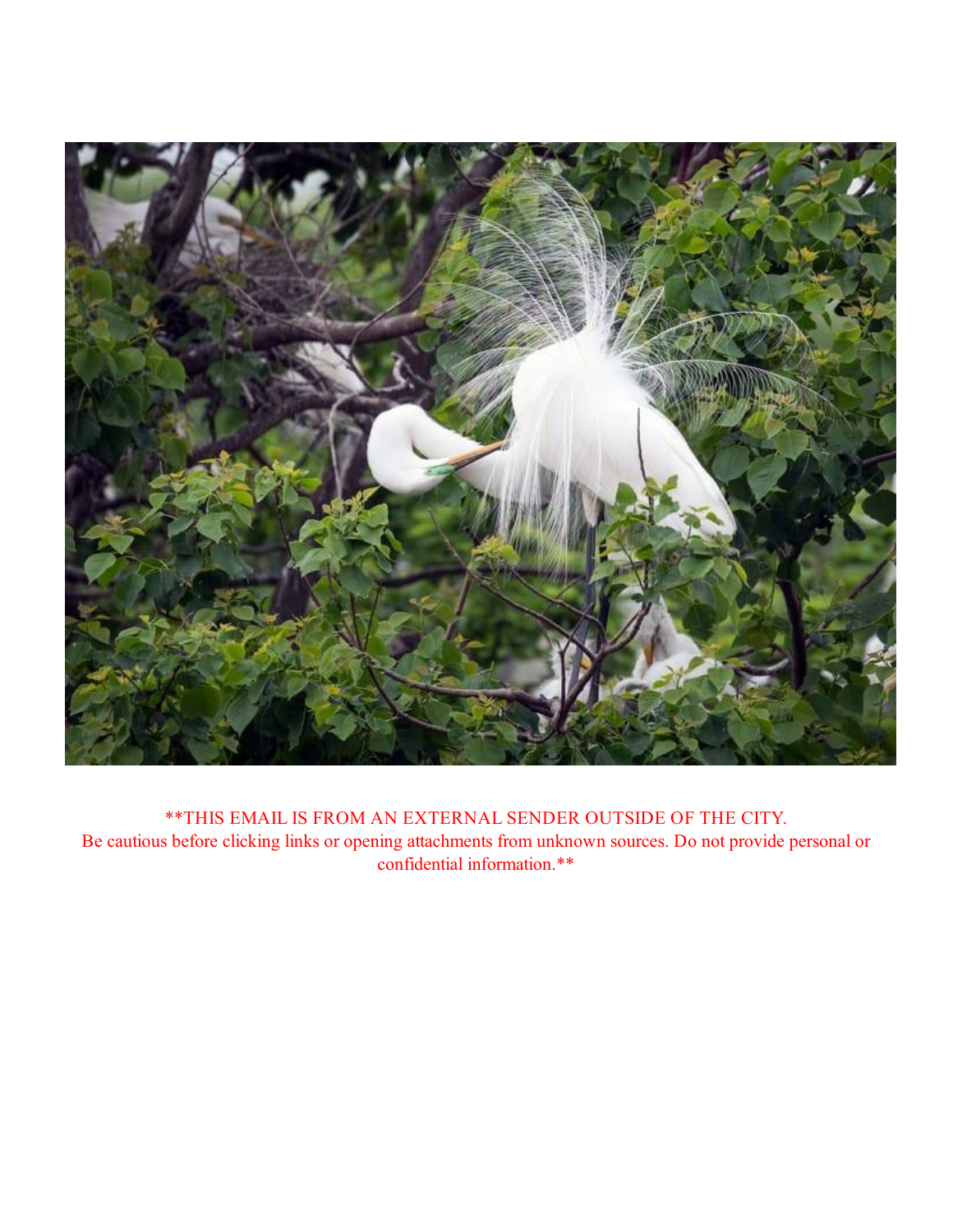**THIS EMAIL IS FROM AN EXTERNAL SENDER OUTSIDE OF THE CITY.
Be cautious before clicking links or opening attachments from unknown sources. Do not provide personal or confidential information.**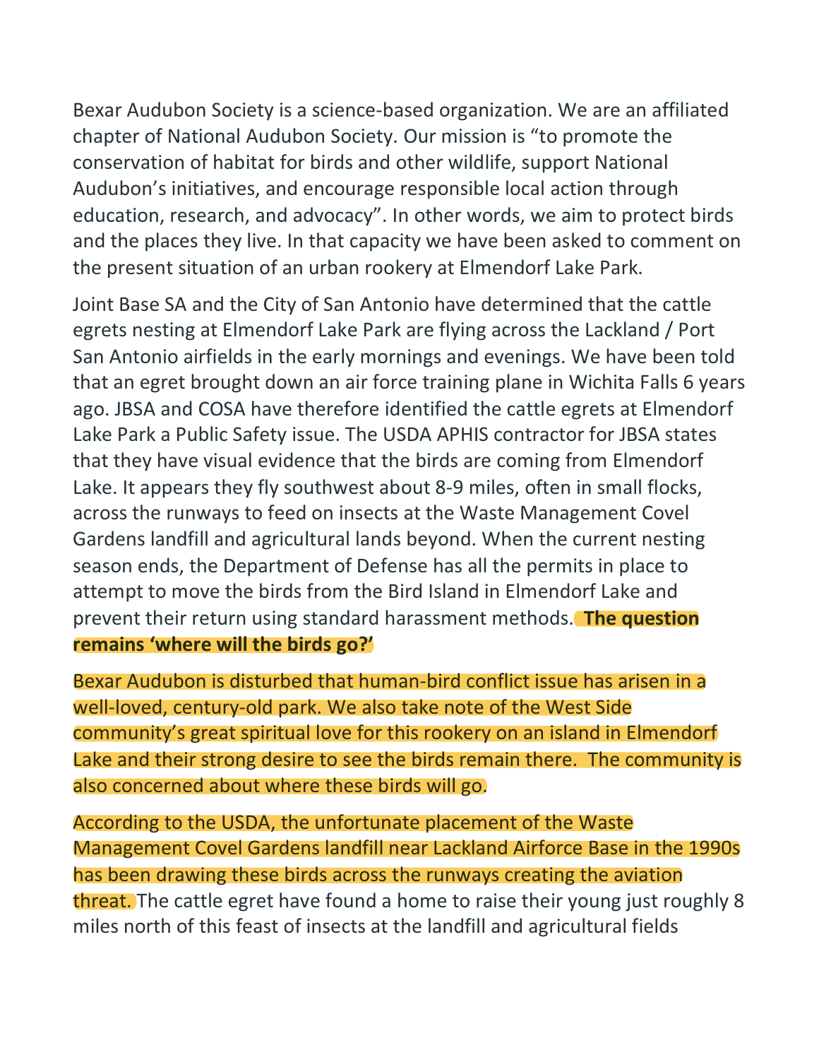Bexar Audubon Society is a science-based organization. We are an affiliated chapter of National Audubon Society. Our mission is "to promote the conservation of habitat for birds and other wildlife, support National Audubon's initiatives, and encourage responsible local action through education, research, and advocacy". In other words, we aim to protect birds and the places they live. In that capacity we have been asked to comment on the present situation of an urban rookery at Elmendorf Lake Park.

Joint Base SA and the City of San Antonio have determined that the cattle egrets nesting at Elmendorf Lake Park are flying across the Lackland / Port San Antonio airfields in the early mornings and evenings. We have been told that an egret brought down an air force training plane in Wichita Falls 6 years ago. JBSA and COSA have therefore identified the cattle egrets at Elmendorf Lake Park a Public Safety issue. The USDA APHIS contractor for JBSA states that they have visual evidence that the birds are coming from Elmendorf Lake. It appears they fly southwest about 8-9 miles, often in small flocks, across the runways to feed on insects at the Waste Management Covel Gardens landfill and agricultural lands beyond. When the current nesting season ends, the Department of Defense has all the permits in place to attempt to move the birds from the Bird Island in Elmendorf Lake and prevent their return using standard harassment methods. **The question remains 'where will the birds go?'**

Bexar Audubon is disturbed that human-bird conflict issue has arisen in a well-loved, century-old park. We also take note of the West Side community's great spiritual love for this rookery on an island in Elmendorf Lake and their strong desire to see the birds remain there. The community is also concerned about where these birds will go.

According to the USDA, the unfortunate placement of the Waste Management Covel Gardens landfill near Lackland Airforce Base in the 1990s has been drawing these birds across the runways creating the aviation threat. The cattle egret have found a home to raise their young just roughly 8 miles north of this feast of insects at the landfill and agricultural fields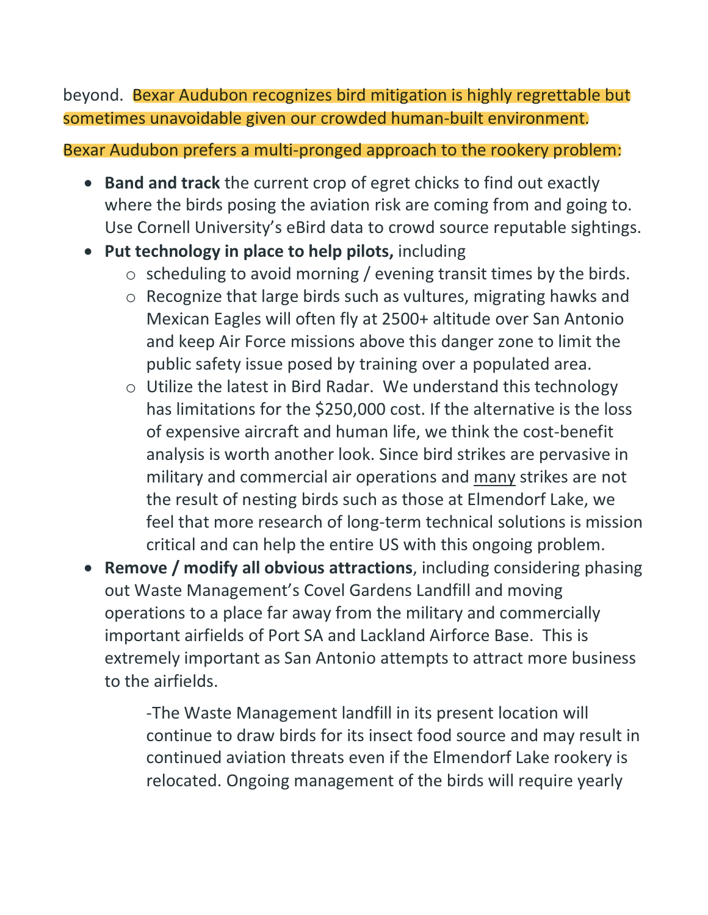beyond. Bexar Audubon recognizes bird mitigation is highly regrettable but sometimes unavoidable given our crowded human-built environment.

Bexar Audubon prefers a multi-pronged approach to the rookery problem:

- **Band and track** the current crop of egret chicks to find out exactly where the birds posing the aviation risk are coming from and going to. Use Cornell University's eBird data to crowd source reputable sightings.
- **Put technology in place to help pilots,** including
  - scheduling to avoid morning / evening transit times by the birds.
  - Recognize that large birds such as vultures, migrating hawks and Mexican Eagles will often fly at 2500+ altitude over San Antonio and keep Air Force missions above this danger zone to limit the public safety issue posed by training over a populated area.
  - Utilize the latest in Bird Radar. We understand this technology has limitations for the $250,000 cost. If the alternative is the loss of expensive aircraft and human life, we think the cost-benefit analysis is worth another look. Since bird strikes are pervasive in military and commercial air operations and <u>many</u> strikes are not the result of nesting birds such as those at Elmendorf Lake, we feel that more research of long-term technical solutions is mission critical and can help the entire US with this ongoing problem.
- **Remove / modify all obvious attractions**, including considering phasing out Waste Management's Covel Gardens Landfill and moving operations to a place far away from the military and commercially important airfields of Port SA and Lackland Airforce Base. This is extremely important as San Antonio attempts to attract more business to the airfields.

  -The Waste Management landfill in its present location will continue to draw birds for its insect food source and may result in continued aviation threats even if the Elmendorf Lake rookery is relocated. Ongoing management of the birds will require yearly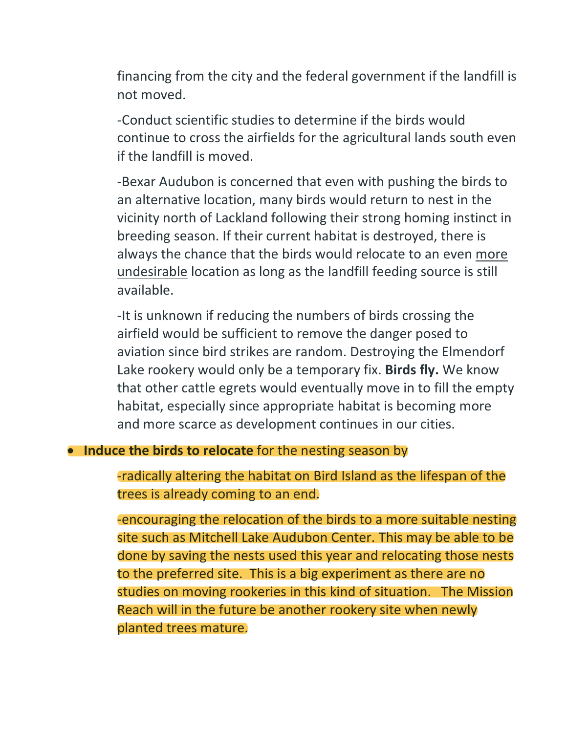financing from the city and the federal government if the landfill is not moved.

-Conduct scientific studies to determine if the birds would continue to cross the airfields for the agricultural lands south even if the landfill is moved.

-Bexar Audubon is concerned that even with pushing the birds to an alternative location, many birds would return to nest in the vicinity north of Lackland following their strong homing instinct in breeding season. If their current habitat is destroyed, there is always the chance that the birds would relocate to an even <u>more undesirable</u> location as long as the landfill feeding source is still available.

-It is unknown if reducing the numbers of birds crossing the airfield would be sufficient to remove the danger posed to aviation since bird strikes are random. Destroying the Elmendorf Lake rookery would only be a temporary fix. **Birds fly.** We know that other cattle egrets would eventually move in to fill the empty habitat, especially since appropriate habitat is becoming more and more scarce as development continues in our cities.

- **Induce the birds to relocate** for the nesting season by

  -radically altering the habitat on Bird Island as the lifespan of the trees is already coming to an end.

  -encouraging the relocation of the birds to a more suitable nesting site such as Mitchell Lake Audubon Center. This may be able to be done by saving the nests used this year and relocating those nests to the preferred site. This is a big experiment as there are no studies on moving rookeries in this kind of situation. The Mission Reach will in the future be another rookery site when newly planted trees mature.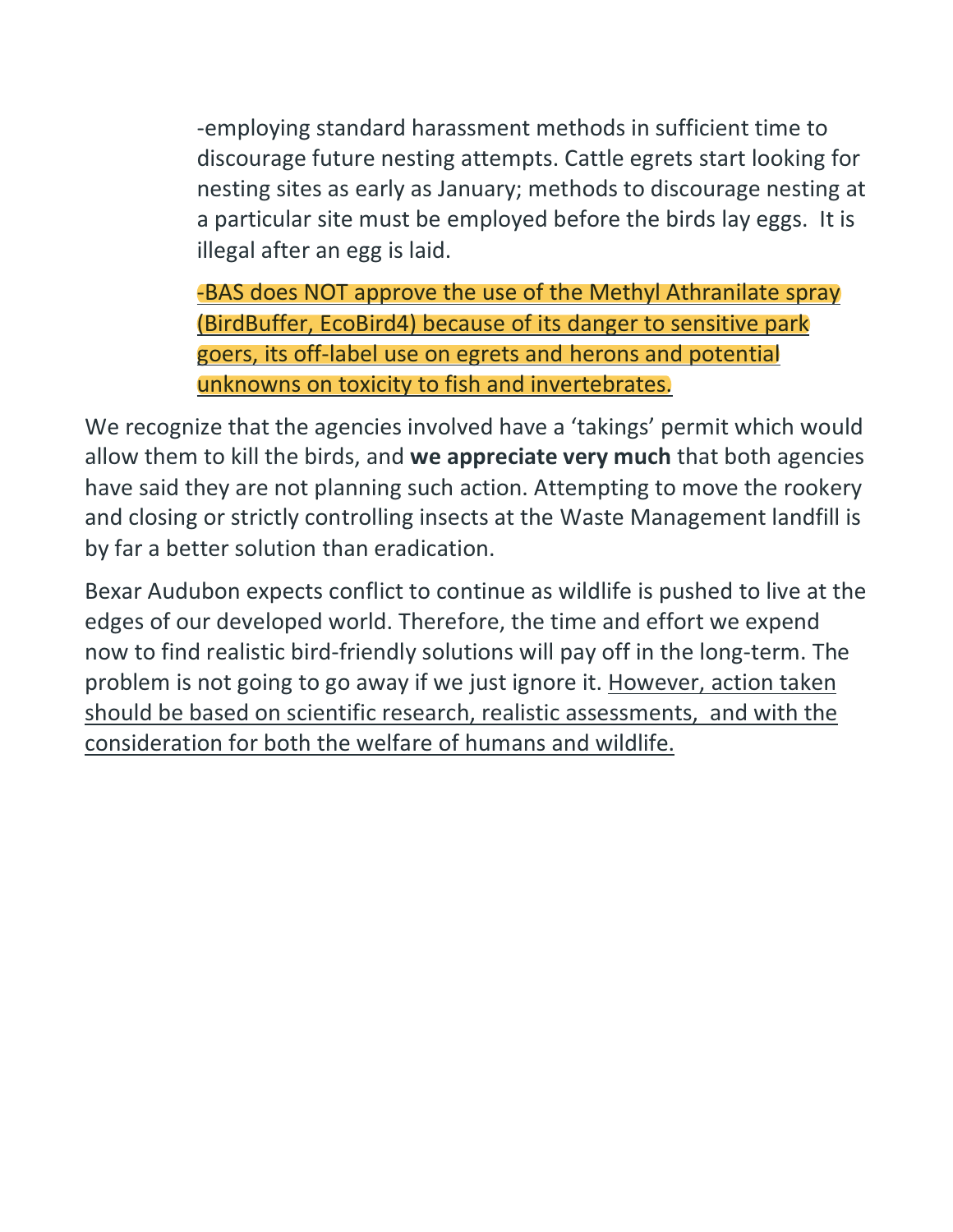-employing standard harassment methods in sufficient time to discourage future nesting attempts. Cattle egrets start looking for nesting sites as early as January; methods to discourage nesting at a particular site must be employed before the birds lay eggs.  It is illegal after an egg is laid.

-BAS does NOT approve the use of the Methyl Athranilate spray (BirdBuffer, EcoBird4) because of its danger to sensitive park goers, its off-label use on egrets and herons and potential unknowns on toxicity to fish and invertebrates.

We recognize that the agencies involved have a 'takings' permit which would allow them to kill the birds, and **we appreciate very much** that both agencies have said they are not planning such action. Attempting to move the rookery and closing or strictly controlling insects at the Waste Management landfill is by far a better solution than eradication.

Bexar Audubon expects conflict to continue as wildlife is pushed to live at the edges of our developed world. Therefore, the time and effort we expend now to find realistic bird-friendly solutions will pay off in the long-term. The problem is not going to go away if we just ignore it. However, action taken should be based on scientific research, realistic assessments,  and with the consideration for both the welfare of humans and wildlife.